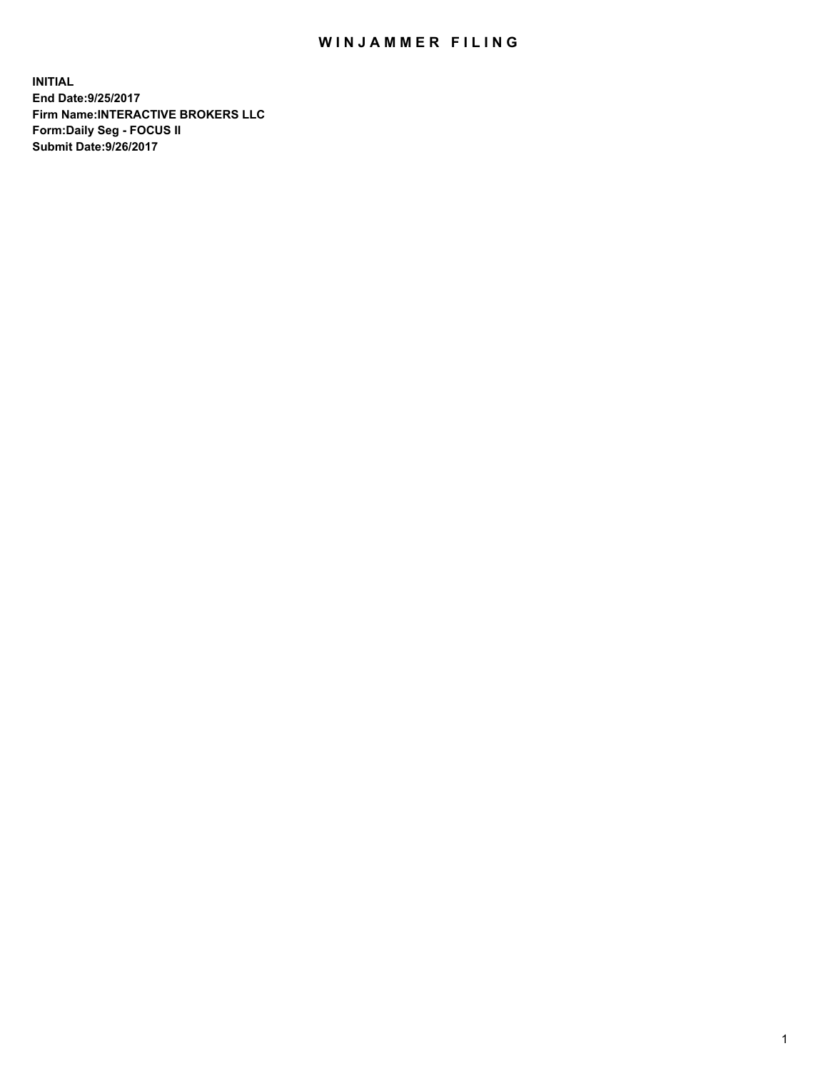# WINJAMMER FILING

**INITIAL**
**End Date:9/25/2017**
**Firm Name:INTERACTIVE BROKERS LLC**
**Form:Daily Seg - FOCUS II**
**Submit Date:9/26/2017**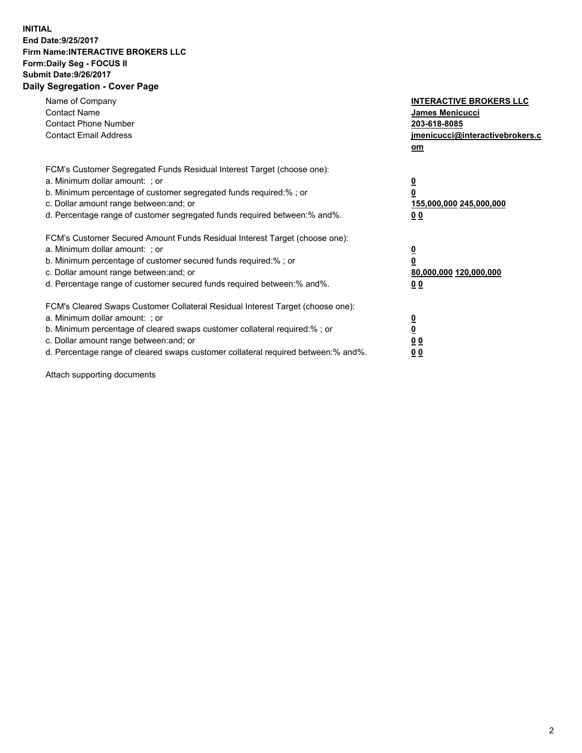**INITIAL**
**End Date:9/25/2017**
**Firm Name:INTERACTIVE BROKERS LLC**
**Form:Daily Seg - FOCUS II**
**Submit Date:9/26/2017**
**Daily Segregation - Cover Page**

| | |
|---|---|
| Name of Company | **INTERACTIVE BROKERS LLC** |
| Contact Name | **James Menicucci** |
| Contact Phone Number | **203-618-8085** |
| Contact Email Address | **jmenicucci@interactivebrokers.com** |

FCM's Customer Segregated Funds Residual Interest Target (choose one):

| | |
|---|---|
| a. Minimum dollar amount: ; or | **0** |
| b. Minimum percentage of customer segregated funds required:% ; or | **0** |
| c. Dollar amount range between:and; or | **155,000,000 245,000,000** |
| d. Percentage range of customer segregated funds required between:% and%. | **0 0** |

FCM's Customer Secured Amount Funds Residual Interest Target (choose one):

| | |
|---|---|
| a. Minimum dollar amount: ; or | **0** |
| b. Minimum percentage of customer secured funds required:% ; or | **0** |
| c. Dollar amount range between:and; or | **80,000,000 120,000,000** |
| d. Percentage range of customer secured funds required between:% and%. | **0 0** |

FCM's Cleared Swaps Customer Collateral Residual Interest Target (choose one):

| | |
|---|---|
| a. Minimum dollar amount: ; or | **0** |
| b. Minimum percentage of cleared swaps customer collateral required:% ; or | **0** |
| c. Dollar amount range between:and; or | **0 0** |
| d. Percentage range of cleared swaps customer collateral required between:% and%. | **0 0** |

Attach supporting documents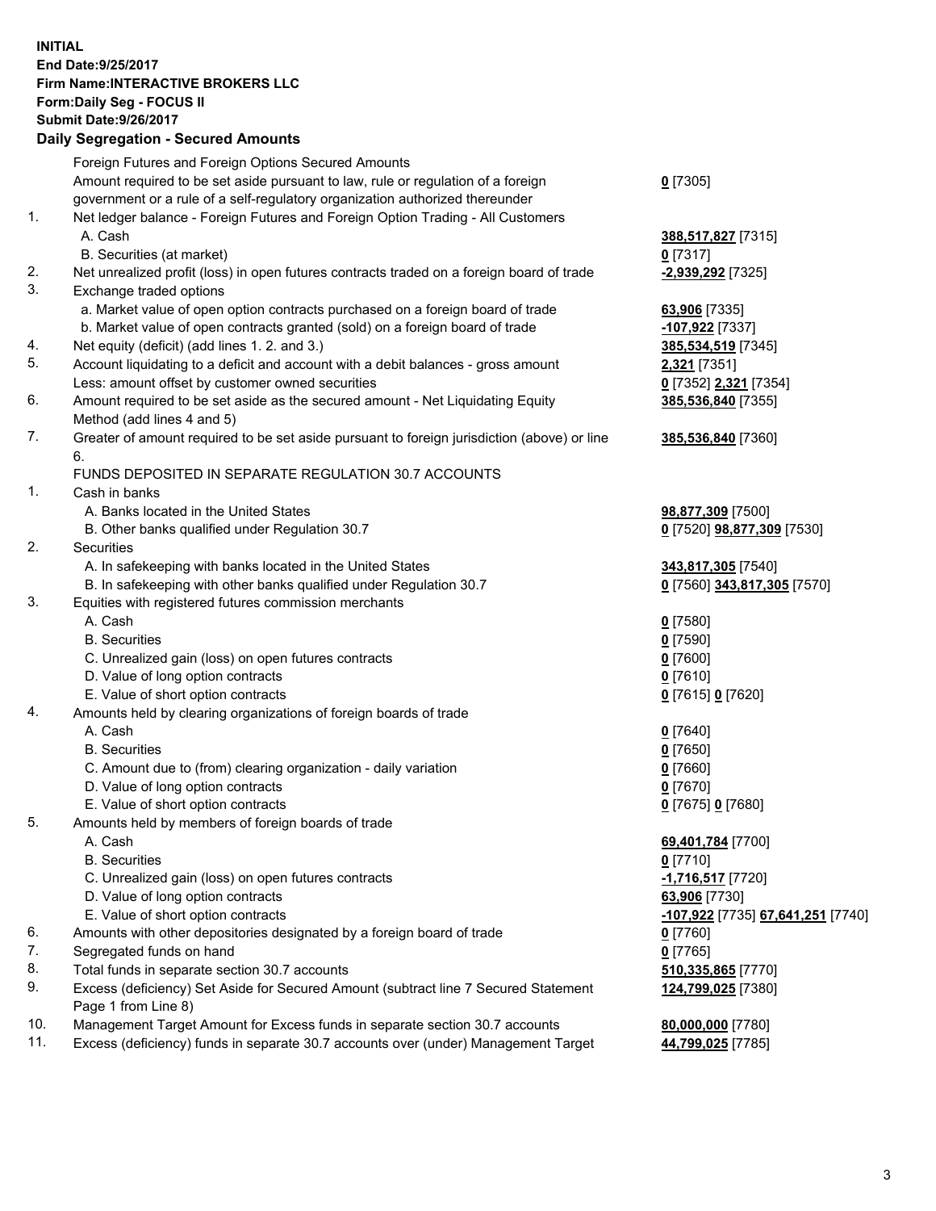**INITIAL**
**End Date:9/25/2017**
**Firm Name:INTERACTIVE BROKERS LLC**
**Form:Daily Seg - FOCUS II**
**Submit Date:9/26/2017**

## Daily Segregation - Secured Amounts

| | | |
|---|---|---|
| | Foreign Futures and Foreign Options Secured Amounts | |
| | Amount required to be set aside pursuant to law, rule or regulation of a foreign government or a rule of a self-regulatory organization authorized thereunder | **0** [7305] |
| 1. | Net ledger balance - Foreign Futures and Foreign Option Trading - All Customers | |
| | A. Cash | **388,517,827** [7315] |
| | B. Securities (at market) | **0** [7317] |
| 2. | Net unrealized profit (loss) in open futures contracts traded on a foreign board of trade | **-2,939,292** [7325] |
| 3. | Exchange traded options | |
| | a. Market value of open option contracts purchased on a foreign board of trade | **63,906** [7335] |
| | b. Market value of open contracts granted (sold) on a foreign board of trade | **-107,922** [7337] |
| 4. | Net equity (deficit) (add lines 1. 2. and 3.) | **385,534,519** [7345] |
| 5. | Account liquidating to a deficit and account with a debit balances - gross amount | **2,321** [7351] |
| | Less: amount offset by customer owned securities | **0** [7352] **2,321** [7354] |
| 6. | Amount required to be set aside as the secured amount - Net Liquidating Equity Method (add lines 4 and 5) | **385,536,840** [7355] |
| 7. | Greater of amount required to be set aside pursuant to foreign jurisdiction (above) or line 6. | **385,536,840** [7360] |
| | FUNDS DEPOSITED IN SEPARATE REGULATION 30.7 ACCOUNTS | |
| 1. | Cash in banks | |
| | A. Banks located in the United States | **98,877,309** [7500] |
| | B. Other banks qualified under Regulation 30.7 | **0** [7520] **98,877,309** [7530] |
| 2. | Securities | |
| | A. In safekeeping with banks located in the United States | **343,817,305** [7540] |
| | B. In safekeeping with other banks qualified under Regulation 30.7 | **0** [7560] **343,817,305** [7570] |
| 3. | Equities with registered futures commission merchants | |
| | A. Cash | **0** [7580] |
| | B. Securities | **0** [7590] |
| | C. Unrealized gain (loss) on open futures contracts | **0** [7600] |
| | D. Value of long option contracts | **0** [7610] |
| | E. Value of short option contracts | **0** [7615] **0** [7620] |
| 4. | Amounts held by clearing organizations of foreign boards of trade | |
| | A. Cash | **0** [7640] |
| | B. Securities | **0** [7650] |
| | C. Amount due to (from) clearing organization - daily variation | **0** [7660] |
| | D. Value of long option contracts | **0** [7670] |
| | E. Value of short option contracts | **0** [7675] **0** [7680] |
| 5. | Amounts held by members of foreign boards of trade | |
| | A. Cash | **69,401,784** [7700] |
| | B. Securities | **0** [7710] |
| | C. Unrealized gain (loss) on open futures contracts | **-1,716,517** [7720] |
| | D. Value of long option contracts | **63,906** [7730] |
| | E. Value of short option contracts | **-107,922** [7735] **67,641,251** [7740] |
| 6. | Amounts with other depositories designated by a foreign board of trade | **0** [7760] |
| 7. | Segregated funds on hand | **0** [7765] |
| 8. | Total funds in separate section 30.7 accounts | **510,335,865** [7770] |
| 9. | Excess (deficiency) Set Aside for Secured Amount (subtract line 7 Secured Statement Page 1 from Line 8) | **124,799,025** [7380] |
| 10. | Management Target Amount for Excess funds in separate section 30.7 accounts | **80,000,000** [7780] |
| 11. | Excess (deficiency) funds in separate 30.7 accounts over (under) Management Target | **44,799,025** [7785] |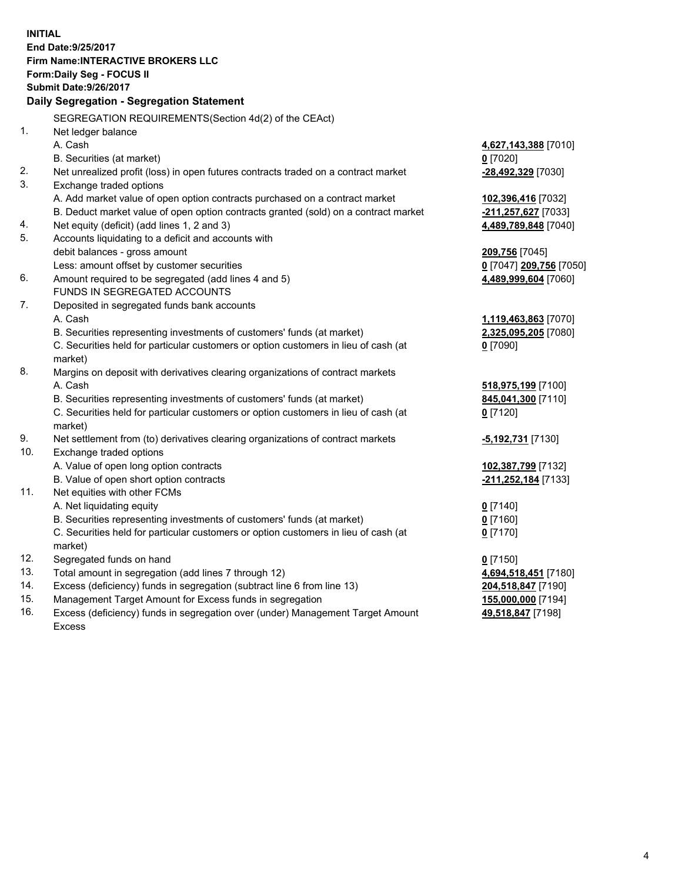**INITIAL**
**End Date:9/25/2017**
**Firm Name:INTERACTIVE BROKERS LLC**
**Form:Daily Seg - FOCUS II**
**Submit Date:9/26/2017**

**Daily Segregation - Segregation Statement**

SEGREGATION REQUIREMENTS(Section 4d(2) of the CEAct)

| | | |
|---|---|---|
| 1. | Net ledger balance | |
| | A. Cash | **4,627,143,388** [7010] |
| | B. Securities (at market) | **0** [7020] |
| 2. | Net unrealized profit (loss) in open futures contracts traded on a contract market | **-28,492,329** [7030] |
| 3. | Exchange traded options | |
| | A. Add market value of open option contracts purchased on a contract market | **102,396,416** [7032] |
| | B. Deduct market value of open option contracts granted (sold) on a contract market | **-211,257,627** [7033] |
| 4. | Net equity (deficit) (add lines 1, 2 and 3) | **4,489,789,848** [7040] |
| 5. | Accounts liquidating to a deficit and accounts with debit balances - gross amount | **209,756** [7045] |
| | Less: amount offset by customer securities | **0** [7047] **209,756** [7050] |
| 6. | Amount required to be segregated (add lines 4 and 5) | **4,489,999,604** [7060] |
| | FUNDS IN SEGREGATED ACCOUNTS | |
| 7. | Deposited in segregated funds bank accounts | |
| | A. Cash | **1,119,463,863** [7070] |
| | B. Securities representing investments of customers' funds (at market) | **2,325,095,205** [7080] |
| | C. Securities held for particular customers or option customers in lieu of cash (at market) | **0** [7090] |
| 8. | Margins on deposit with derivatives clearing organizations of contract markets | |
| | A. Cash | **518,975,199** [7100] |
| | B. Securities representing investments of customers' funds (at market) | **845,041,300** [7110] |
| | C. Securities held for particular customers or option customers in lieu of cash (at market) | **0** [7120] |
| 9. | Net settlement from (to) derivatives clearing organizations of contract markets | **-5,192,731** [7130] |
| 10. | Exchange traded options | |
| | A. Value of open long option contracts | **102,387,799** [7132] |
| | B. Value of open short option contracts | **-211,252,184** [7133] |
| 11. | Net equities with other FCMs | |
| | A. Net liquidating equity | **0** [7140] |
| | B. Securities representing investments of customers' funds (at market) | **0** [7160] |
| | C. Securities held for particular customers or option customers in lieu of cash (at market) | **0** [7170] |
| 12. | Segregated funds on hand | **0** [7150] |
| 13. | Total amount in segregation (add lines 7 through 12) | **4,694,518,451** [7180] |
| 14. | Excess (deficiency) funds in segregation (subtract line 6 from line 13) | **204,518,847** [7190] |
| 15. | Management Target Amount for Excess funds in segregation | **155,000,000** [7194] |
| 16. | Excess (deficiency) funds in segregation over (under) Management Target Amount Excess | **49,518,847** [7198] |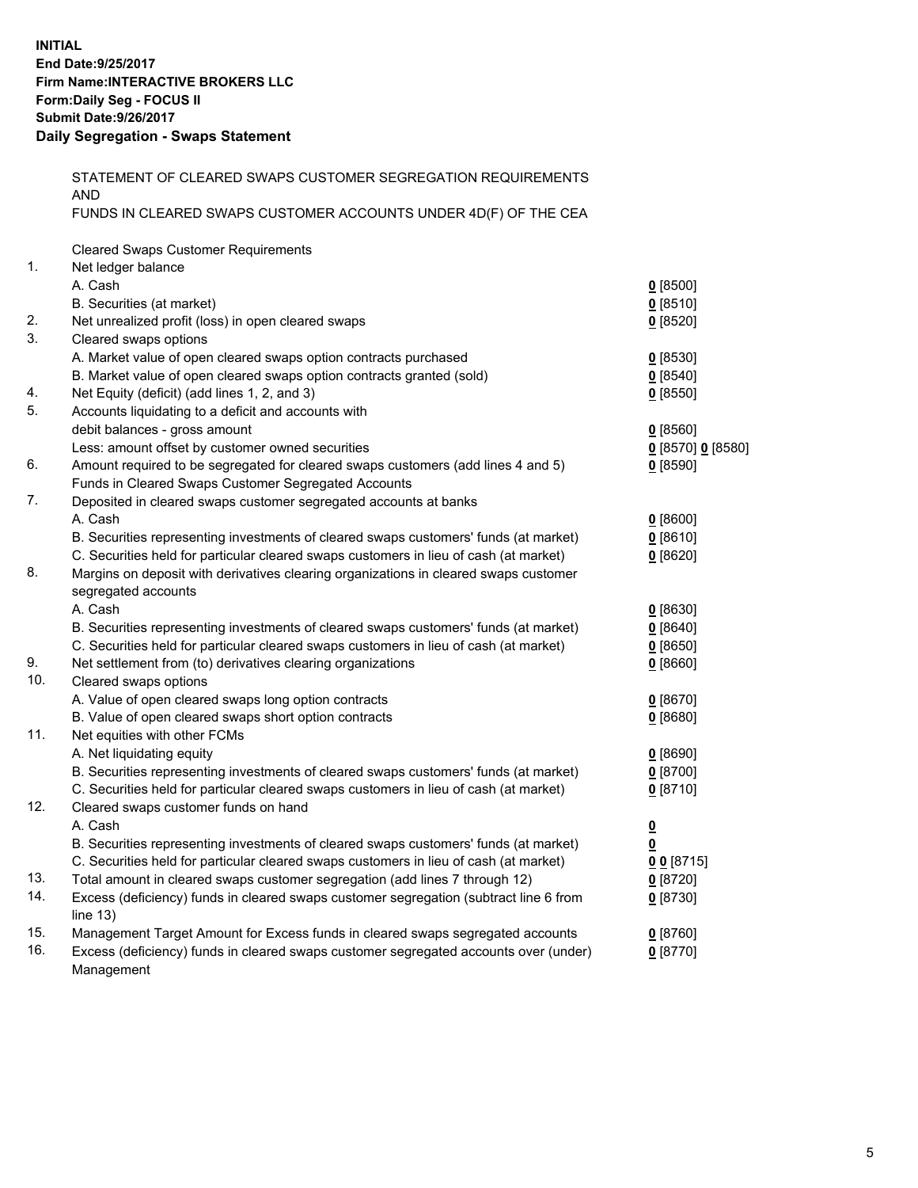**INITIAL**
**End Date:9/25/2017**
**Firm Name:INTERACTIVE BROKERS LLC**
**Form:Daily Seg - FOCUS II**
**Submit Date:9/26/2017**
**Daily Segregation - Swaps Statement**

STATEMENT OF CLEARED SWAPS CUSTOMER SEGREGATION REQUIREMENTS AND FUNDS IN CLEARED SWAPS CUSTOMER ACCOUNTS UNDER 4D(F) OF THE CEA

| | | |
|---|---|---|
| | Cleared Swaps Customer Requirements | |
| 1. | Net ledger balance | |
| | A. Cash | 0 [8500] |
| | B. Securities (at market) | 0 [8510] |
| 2. | Net unrealized profit (loss) in open cleared swaps | 0 [8520] |
| 3. | Cleared swaps options | |
| | A. Market value of open cleared swaps option contracts purchased | 0 [8530] |
| | B. Market value of open cleared swaps option contracts granted (sold) | 0 [8540] |
| 4. | Net Equity (deficit) (add lines 1, 2, and 3) | 0 [8550] |
| 5. | Accounts liquidating to a deficit and accounts with debit balances - gross amount | 0 [8560] |
| | Less: amount offset by customer owned securities | 0 [8570] 0 [8580] |
| 6. | Amount required to be segregated for cleared swaps customers (add lines 4 and 5) | 0 [8590] |
| | Funds in Cleared Swaps Customer Segregated Accounts | |
| 7. | Deposited in cleared swaps customer segregated accounts at banks | |
| | A. Cash | 0 [8600] |
| | B. Securities representing investments of cleared swaps customers' funds (at market) | 0 [8610] |
| | C. Securities held for particular cleared swaps customers in lieu of cash (at market) | 0 [8620] |
| 8. | Margins on deposit with derivatives clearing organizations in cleared swaps customer segregated accounts | |
| | A. Cash | 0 [8630] |
| | B. Securities representing investments of cleared swaps customers' funds (at market) | 0 [8640] |
| | C. Securities held for particular cleared swaps customers in lieu of cash (at market) | 0 [8650] |
| 9. | Net settlement from (to) derivatives clearing organizations | 0 [8660] |
| 10. | Cleared swaps options | |
| | A. Value of open cleared swaps long option contracts | 0 [8670] |
| | B. Value of open cleared swaps short option contracts | 0 [8680] |
| 11. | Net equities with other FCMs | |
| | A. Net liquidating equity | 0 [8690] |
| | B. Securities representing investments of cleared swaps customers' funds (at market) | 0 [8700] |
| | C. Securities held for particular cleared swaps customers in lieu of cash (at market) | 0 [8710] |
| 12. | Cleared swaps customer funds on hand | |
| | A. Cash | 0 |
| | B. Securities representing investments of cleared swaps customers' funds (at market) | 0 |
| | C. Securities held for particular cleared swaps customers in lieu of cash (at market) | 0 0 [8715] |
| 13. | Total amount in cleared swaps customer segregation (add lines 7 through 12) | 0 [8720] |
| 14. | Excess (deficiency) funds in cleared swaps customer segregation (subtract line 6 from line 13) | 0 [8730] |
| 15. | Management Target Amount for Excess funds in cleared swaps segregated accounts | 0 [8760] |
| 16. | Excess (deficiency) funds in cleared swaps customer segregated accounts over (under) Management | 0 [8770] |